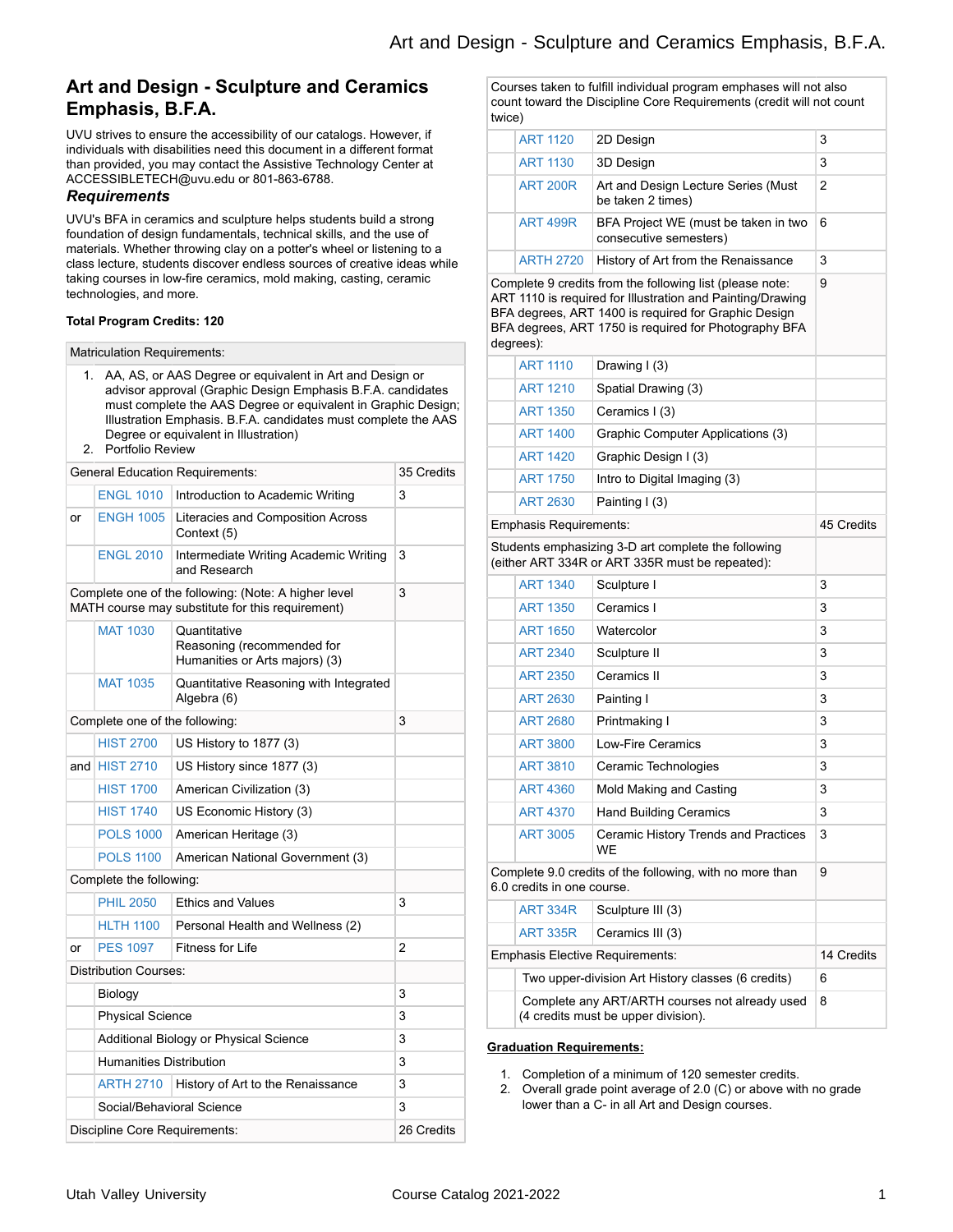# Art and Design - Sculpture and Ceramics Emphasis, B.F.A.

UVU strives to ensure the accessibility of our catalogs. However, if individuals with disabilities need this document in a different format than provided, you may contact the Assistive Technology Center at ACCESSIBLETECH@uvu.edu or 801-863-6788.

### *Requirements*

UVU's BFA in ceramics and sculpture helps students build a strong foundation of design fundamentals, technical skills, and the use of materials. Whether throwing clay on a potter's wheel or listening to a class lecture, students discover endless sources of creative ideas while taking courses in low-fire ceramics, mold making, casting, ceramic technologies, and more.

**Total Program Credits: 120**

Matriculation Requirements:

1. AA, AS, or AAS Degree or equivalent in Art and Design or advisor approval (Graphic Design Emphasis B.F.A. candidates must complete the AAS Degree or equivalent in Graphic Design; Illustration Emphasis. B.F.A. candidates must complete the AAS Degree or equivalent in Illustration)
2. Portfolio Review

| | | | |
|---|---|---|---|
| General Education Requirements: | | | 35 Credits |
| | ENGL 1010 | Introduction to Academic Writing | 3 |
| or | ENGH 1005 | Literacies and Composition Across Context (5) | |
| | ENGL 2010 | Intermediate Writing Academic Writing and Research | 3 |
| Complete one of the following: (Note: A higher level MATH course may substitute for this requirement) | | | 3 |
| | MAT 1030 | Quantitative Reasoning (recommended for Humanities or Arts majors) (3) | |
| | MAT 1035 | Quantitative Reasoning with Integrated Algebra (6) | |
| Complete one of the following: | | | 3 |
| | HIST 2700 | US History to 1877 (3) | |
| and | HIST 2710 | US History since 1877 (3) | |
| | HIST 1700 | American Civilization (3) | |
| | HIST 1740 | US Economic History (3) | |
| | POLS 1000 | American Heritage (3) | |
| | POLS 1100 | American National Government (3) | |
| Complete the following: | | | |
| | PHIL 2050 | Ethics and Values | 3 |
| | HLTH 1100 | Personal Health and Wellness (2) | |
| or | PES 1097 | Fitness for Life | 2 |
| Distribution Courses: | | | |
| | Biology | | 3 |
| | Physical Science | | 3 |
| | Additional Biology or Physical Science | | 3 |
| | Humanities Distribution | | 3 |
| | ARTH 2710 | History of Art to the Renaissance | 3 |
| | Social/Behavioral Science | | 3 |
| Discipline Core Requirements: | | | 26 Credits |
| Courses taken to fulfill individual program emphases will not also count toward the Discipline Core Requirements (credit will not count twice) | | | |
| | ART 1120 | 2D Design | 3 |
| | ART 1130 | 3D Design | 3 |
| | ART 200R | Art and Design Lecture Series (Must be taken 2 times) | 2 |
| | ART 499R | BFA Project WE (must be taken in two consecutive semesters) | 6 |
| | ARTH 2720 | History of Art from the Renaissance | 3 |
| Complete 9 credits from the following list (please note: ART 1110 is required for Illustration and Painting/Drawing BFA degrees, ART 1400 is required for Graphic Design BFA degrees, ART 1750 is required for Photography BFA degrees): | | | 9 |
| | ART 1110 | Drawing I (3) | |
| | ART 1210 | Spatial Drawing (3) | |
| | ART 1350 | Ceramics I (3) | |
| | ART 1400 | Graphic Computer Applications (3) | |
| | ART 1420 | Graphic Design I (3) | |
| | ART 1750 | Intro to Digital Imaging (3) | |
| | ART 2630 | Painting I (3) | |
| Emphasis Requirements: | | | 45 Credits |
| Students emphasizing 3-D art complete the following (either ART 334R or ART 335R must be repeated): | | | |
| | ART 1340 | Sculpture I | 3 |
| | ART 1350 | Ceramics I | 3 |
| | ART 1650 | Watercolor | 3 |
| | ART 2340 | Sculpture II | 3 |
| | ART 2350 | Ceramics II | 3 |
| | ART 2630 | Painting I | 3 |
| | ART 2680 | Printmaking I | 3 |
| | ART 3800 | Low-Fire Ceramics | 3 |
| | ART 3810 | Ceramic Technologies | 3 |
| | ART 4360 | Mold Making and Casting | 3 |
| | ART 4370 | Hand Building Ceramics | 3 |
| | ART 3005 | Ceramic History Trends and Practices WE | 3 |
| Complete 9.0 credits of the following, with no more than 6.0 credits in one course. | | | 9 |
| | ART 334R | Sculpture III (3) | |
| | ART 335R | Ceramics III (3) | |
| Emphasis Elective Requirements: | | | 14 Credits |
| | Two upper-division Art History classes (6 credits) | | 6 |
| | Complete any ART/ARTH courses not already used (4 credits must be upper division). | | 8 |

**Graduation Requirements:**

1. Completion of a minimum of 120 semester credits.
2. Overall grade point average of 2.0 (C) or above with no grade lower than a C- in all Art and Design courses.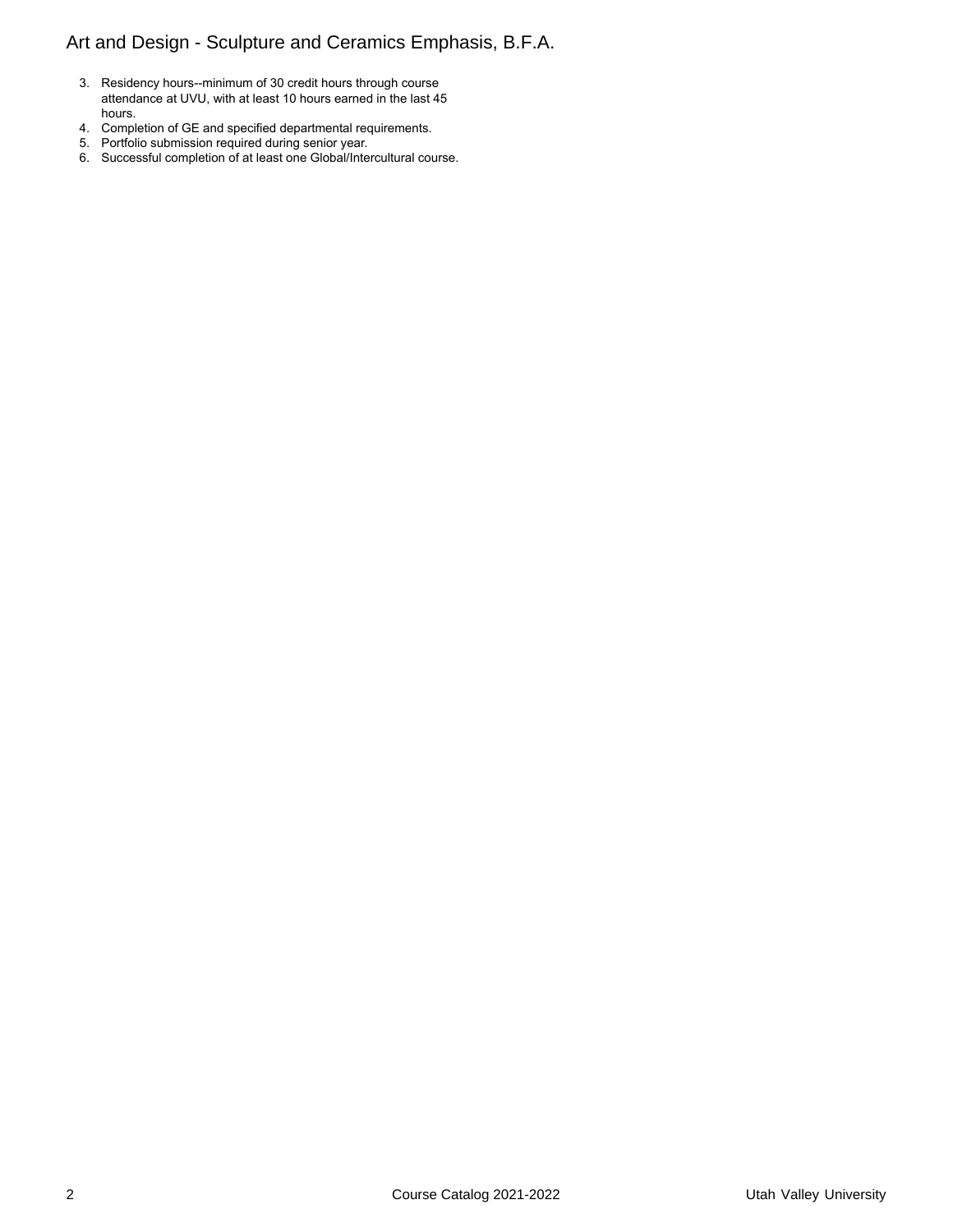3. Residency hours--minimum of 30 credit hours through course attendance at UVU, with at least 10 hours earned in the last 45 hours.
4. Completion of GE and specified departmental requirements.
5. Portfolio submission required during senior year.
6. Successful completion of at least one Global/Intercultural course.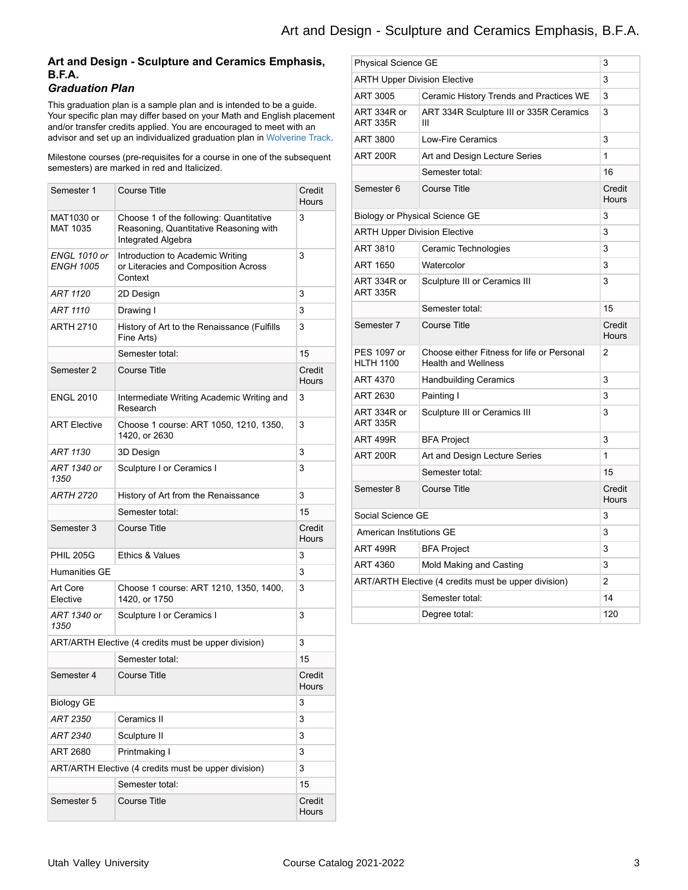## Art and Design - Sculpture and Ceramics Emphasis, B.F.A.

### *Graduation Plan*

This graduation plan is a sample plan and is intended to be a guide. Your specific plan may differ based on your Math and English placement and/or transfer credits applied. You are encouraged to meet with an advisor and set up an individualized graduation plan in Wolverine Track.

Milestone courses (pre-requisites for a course in one of the subsequent semesters) are marked in red and Italicized.

| Semester 1 | Course Title | Credit Hours |
|---|---|---|
| MAT1030 or MAT 1035 | Choose 1 of the following: Quantitative Reasoning, Quantitative Reasoning with Integrated Algebra | 3 |
| *ENGL 1010 or ENGH 1005* | Introduction to Academic Writing or Literacies and Composition Across Context | 3 |
| *ART 1120* | 2D Design | 3 |
| *ART 1110* | Drawing I | 3 |
| ARTH 2710 | History of Art to the Renaissance (Fulfills Fine Arts) | 3 |
| | Semester total: | 15 |
| **Semester 2** | **Course Title** | **Credit Hours** |
| ENGL 2010 | Intermediate Writing Academic Writing and Research | 3 |
| ART Elective | Choose 1 course: ART 1050, 1210, 1350, 1420, or 2630 | 3 |
| *ART 1130* | 3D Design | 3 |
| *ART 1340 or 1350* | Sculpture I or Ceramics I | 3 |
| *ARTH 2720* | History of Art from the Renaissance | 3 |
| | Semester total: | 15 |
| **Semester 3** | **Course Title** | **Credit Hours** |
| PHIL 205G | Ethics & Values | 3 |
| Humanities GE | | 3 |
| Art Core Elective | Choose 1 course: ART 1210, 1350, 1400, 1420, or 1750 | 3 |
| *ART 1340 or 1350* | Sculpture I or Ceramics I | 3 |
| ART/ARTH Elective (4 credits must be upper division) | | 3 |
| | Semester total: | 15 |
| **Semester 4** | **Course Title** | **Credit Hours** |
| Biology GE | | 3 |
| *ART 2350* | Ceramics II | 3 |
| *ART 2340* | Sculpture II | 3 |
| ART 2680 | Printmaking I | 3 |
| ART/ARTH Elective (4 credits must be upper division) | | 3 |
| | Semester total: | 15 |
| **Semester 5** | **Course Title** | **Credit Hours** |
| Physical Science GE | | 3 |
| ARTH Upper Division Elective | | 3 |
| ART 3005 | Ceramic History Trends and Practices WE | 3 |
| ART 334R or ART 335R | ART 334R Sculpture III or 335R Ceramics III | 3 |
| ART 3800 | Low-Fire Ceramics | 3 |
| ART 200R | Art and Design Lecture Series | 1 |
| | Semester total: | 16 |
| **Semester 6** | **Course Title** | **Credit Hours** |
| Biology or Physical Science GE | | 3 |
| ARTH Upper Division Elective | | 3 |
| ART 3810 | Ceramic Technologies | 3 |
| ART 1650 | Watercolor | 3 |
| ART 334R or ART 335R | Sculpture III or Ceramics III | 3 |
| | Semester total: | 15 |
| **Semester 7** | **Course Title** | **Credit Hours** |
| PES 1097 or HLTH 1100 | Choose either Fitness for life or Personal Health and Wellness | 2 |
| ART 4370 | Handbuilding Ceramics | 3 |
| ART 2630 | Painting I | 3 |
| ART 334R or ART 335R | Sculpture III or Ceramics III | 3 |
| ART 499R | BFA Project | 3 |
| ART 200R | Art and Design Lecture Series | 1 |
| | Semester total: | 15 |
| **Semester 8** | **Course Title** | **Credit Hours** |
| Social Science GE | | 3 |
| American Institutions GE | | 3 |
| ART 499R | BFA Project | 3 |
| ART 4360 | Mold Making and Casting | 3 |
| ART/ARTH Elective (4 credits must be upper division) | | 2 |
| | Semester total: | 14 |
| | Degree total: | 120 |